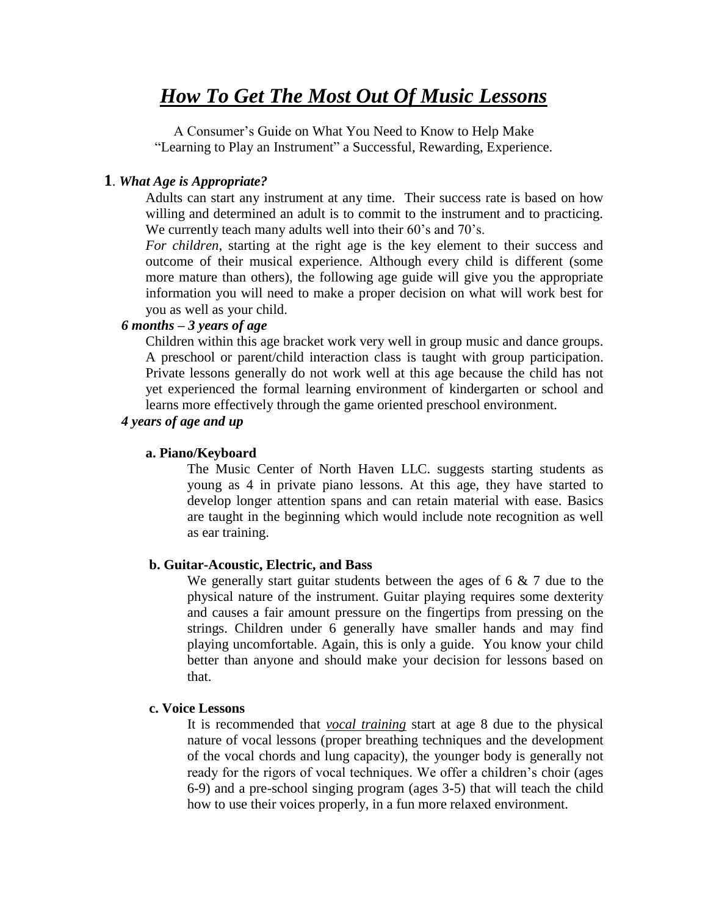# ***How To Get The Most Out Of Music Lessons***

A Consumer's Guide on What You Need to Know to Help Make "Learning to Play an Instrument" a Successful, Rewarding, Experience.

## **1**. *What Age is Appropriate?*

Adults can start any instrument at any time. Their success rate is based on how willing and determined an adult is to commit to the instrument and to practicing. We currently teach many adults well into their 60's and 70's.

*For children*, starting at the right age is the key element to their success and outcome of their musical experience. Although every child is different (some more mature than others), the following age guide will give you the appropriate information you will need to make a proper decision on what will work best for you as well as your child.

***6 months – 3 years of age***

Children within this age bracket work very well in group music and dance groups. A preschool or parent/child interaction class is taught with group participation. Private lessons generally do not work well at this age because the child has not yet experienced the formal learning environment of kindergarten or school and learns more effectively through the game oriented preschool environment.

***4 years of age and up***

**a. Piano/Keyboard**

The Music Center of North Haven LLC. suggests starting students as young as 4 in private piano lessons. At this age, they have started to develop longer attention spans and can retain material with ease. Basics are taught in the beginning which would include note recognition as well as ear training.

**b. Guitar-Acoustic, Electric, and Bass**

We generally start guitar students between the ages of 6 & 7 due to the physical nature of the instrument. Guitar playing requires some dexterity and causes a fair amount pressure on the fingertips from pressing on the strings. Children under 6 generally have smaller hands and may find playing uncomfortable. Again, this is only a guide. You know your child better than anyone and should make your decision for lessons based on that.

**c. Voice Lessons**

It is recommended that ***vocal training*** start at age 8 due to the physical nature of vocal lessons (proper breathing techniques and the development of the vocal chords and lung capacity), the younger body is generally not ready for the rigors of vocal techniques. We offer a children's choir (ages 6-9) and a pre-school singing program (ages 3-5) that will teach the child how to use their voices properly, in a fun more relaxed environment.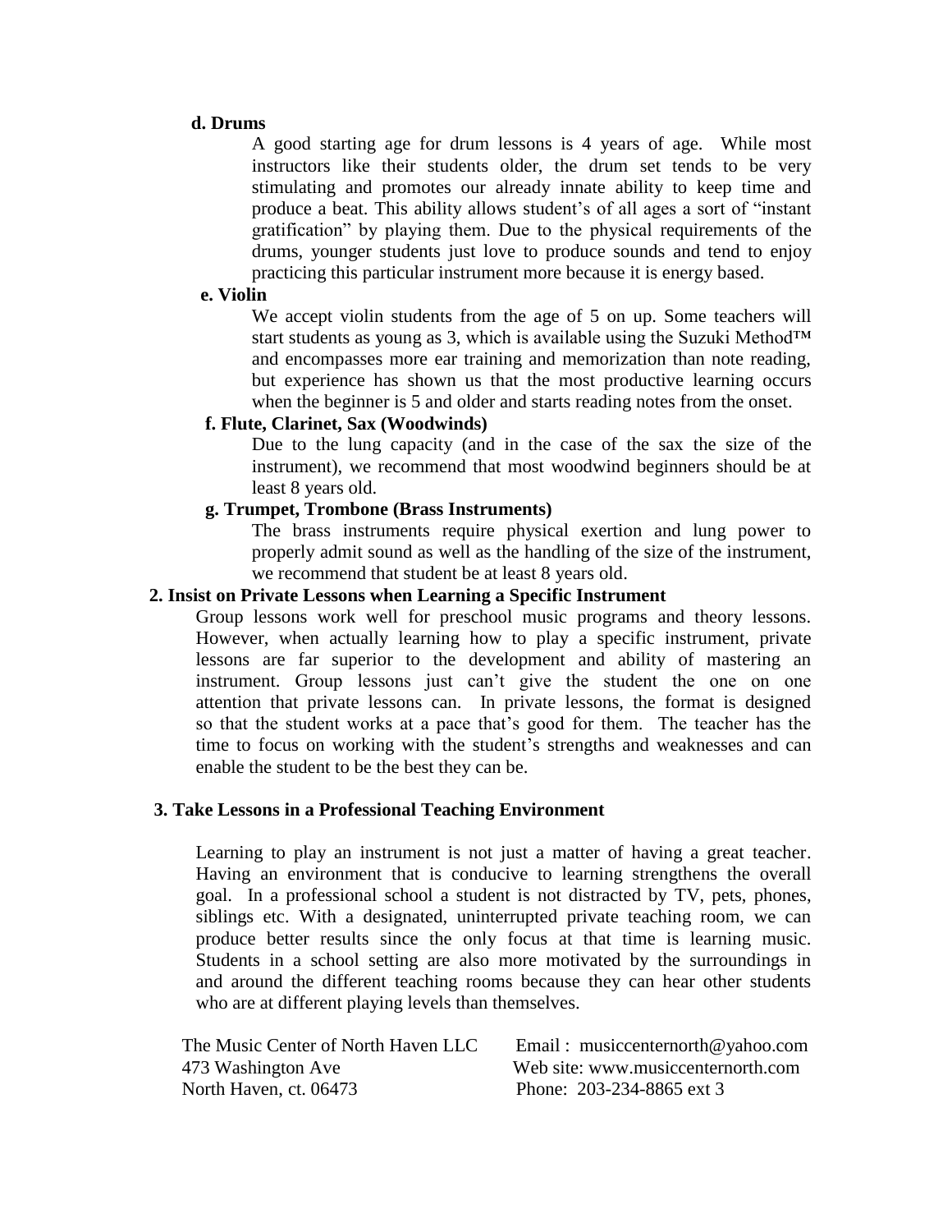**d. Drums**

A good starting age for drum lessons is 4 years of age. While most instructors like their students older, the drum set tends to be very stimulating and promotes our already innate ability to keep time and produce a beat. This ability allows student's of all ages a sort of "instant gratification" by playing them. Due to the physical requirements of the drums, younger students just love to produce sounds and tend to enjoy practicing this particular instrument more because it is energy based.

**e. Violin**

We accept violin students from the age of 5 on up. Some teachers will start students as young as 3, which is available using the Suzuki Method™ and encompasses more ear training and memorization than note reading, but experience has shown us that the most productive learning occurs when the beginner is 5 and older and starts reading notes from the onset.

**f. Flute, Clarinet, Sax (Woodwinds)**

Due to the lung capacity (and in the case of the sax the size of the instrument), we recommend that most woodwind beginners should be at least 8 years old.

**g. Trumpet, Trombone (Brass Instruments)**

The brass instruments require physical exertion and lung power to properly admit sound as well as the handling of the size of the instrument, we recommend that student be at least 8 years old.

**2. Insist on Private Lessons when Learning a Specific Instrument**

Group lessons work well for preschool music programs and theory lessons. However, when actually learning how to play a specific instrument, private lessons are far superior to the development and ability of mastering an instrument. Group lessons just can't give the student the one on one attention that private lessons can. In private lessons, the format is designed so that the student works at a pace that's good for them. The teacher has the time to focus on working with the student's strengths and weaknesses and can enable the student to be the best they can be.

**3. Take Lessons in a Professional Teaching Environment**

Learning to play an instrument is not just a matter of having a great teacher. Having an environment that is conducive to learning strengthens the overall goal. In a professional school a student is not distracted by TV, pets, phones, siblings etc. With a designated, uninterrupted private teaching room, we can produce better results since the only focus at that time is learning music. Students in a school setting are also more motivated by the surroundings in and around the different teaching rooms because they can hear other students who are at different playing levels than themselves.

The Music Center of North Haven LLC
473 Washington Ave
North Haven, ct. 06473

Email : musiccenternorth@yahoo.com
Web site: www.musiccenternorth.com
Phone: 203-234-8865 ext 3